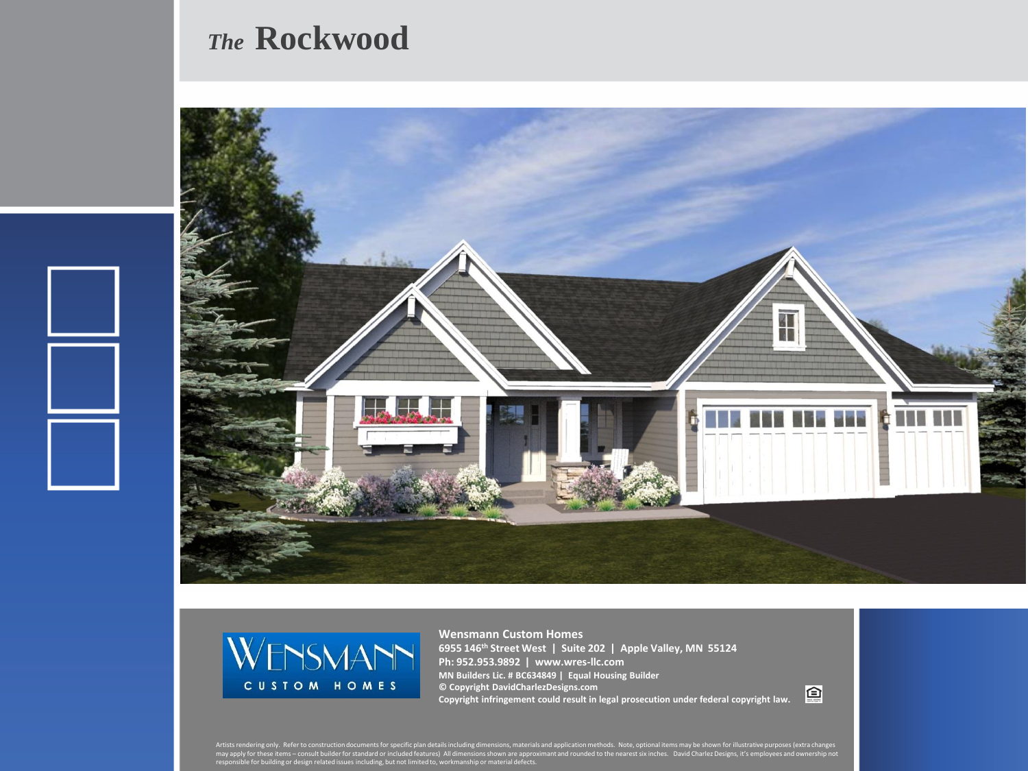# *The* Rockwood

**Wensmann Custom Homes**
**6955 146th Street West | Suite 202 | Apple Valley, MN 55124**
**Ph: 952.953.9892 | www.wres-llc.com**
**MN Builders Lic. # BC634849 | Equal Housing Builder**
**© Copyright DavidCharlezDesigns.com**
**Copyright infringement could result in legal prosecution under federal copyright law.**

Artists rendering only. Refer to construction documents for specific plan details including dimensions, materials and application methods. Note, optional items may be shown for illustrative purposes (extra changes may apply for these items – consult builder for standard or included features) All dimensions shown are approximant and rounded to the nearest six inches. David Charlez Designs, it's employees and ownership not responsible for building or design related issues including, but not limited to, workmanship or material defects.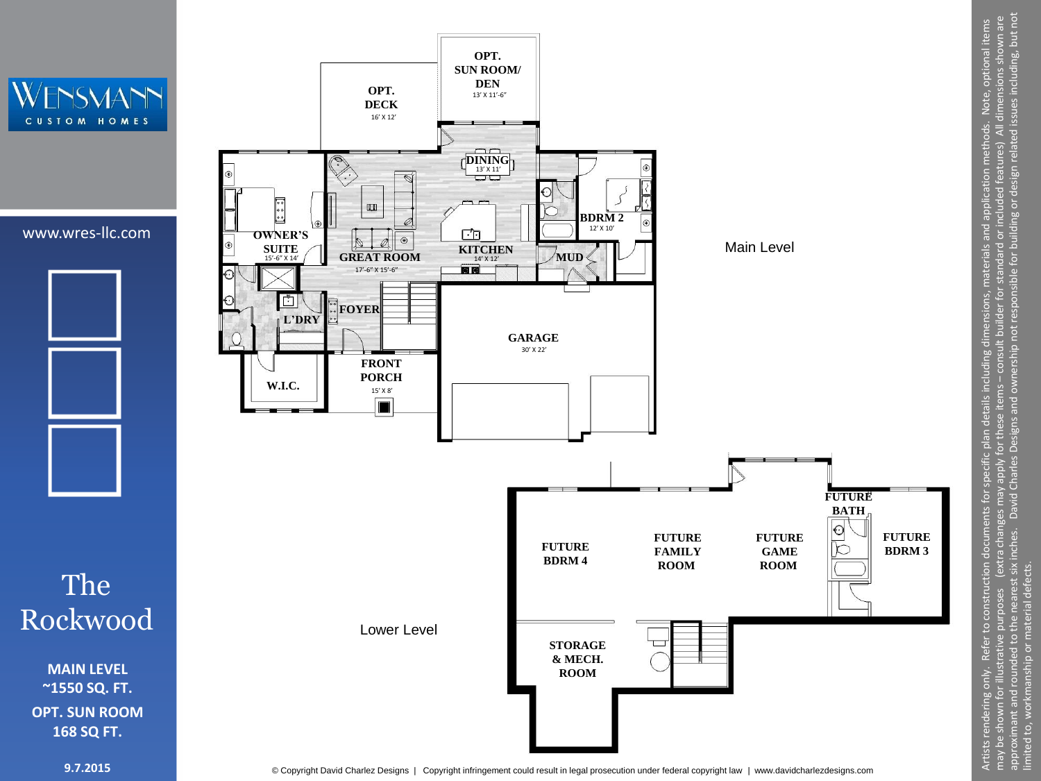WENSMANN
CUSTOM HOMES

www.wres-llc.com

# The Rockwood

**MAIN LEVEL**
**~1550 SQ. FT.**
**OPT. SUN ROOM**
**168 SQ FT.**

**9.7.2015**

## Main Level

OPT. SUN ROOM/ DEN 13' X 11'-6"

OPT. DECK 16' X 12'

DINING 13' X 11'

OWNER'S SUITE 15'-6" X 14'

GREAT ROOM 17'-6" X 15'-6"

KITCHEN 14' X 12'

BDRM 2 12' X 10'

MUD

L'DRY

FOYER

GARAGE 30' X 22'

FRONT PORCH 15' X 8'

W.I.C.

## Lower Level

FUTURE BDRM 4

FUTURE FAMILY ROOM

FUTURE GAME ROOM

FUTURE BATH

FUTURE BDRM 3

STORAGE & MECH. ROOM

Artists rendering only. Refer to construction documents for specific plan details including dimensions, materials and application methods. Note, optional items may be shown for illustrative purposes (extra changes may apply for these items – consult builder for standard or included features) All dimensions shown are approximant and rounded to the nearest six inches. David Charles Designs and ownership not responsible for building or design related issues including, but not limited to, workmanship or material defects.

© Copyright David Charlez Designs | Copyright infringement could result in legal prosecution under federal copyright law | www.davidcharlezdesigns.com